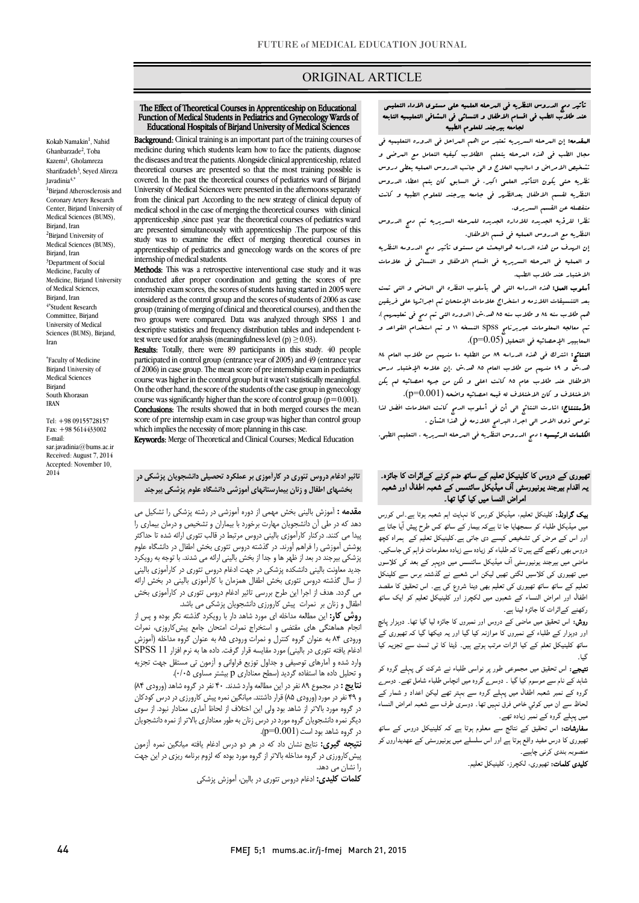ORIGINAL ARTICLE

## The Effect of Theoretical Courses in Apprenticeship on Educational Function of Medical Students in Pediatrics and Gynecology Wards of Educational Hospitals of Birjand University of Medical Sciences

Kokab Namakin[1], Nahid Ghanbarzade[2], Toba Kazemi[1], Gholamreza Sharifzadeh[3], Seyed Alireza Javadinia[4,*]

[1]Birjand Atherosclerosis and Coronary Artery Research Center, Birjand University of Medical Sciences (BUMS), Birjand, Iran

[2]Birjand University of Medical Sciences (BUMS), Birjand, Iran

[3]Department of Social Medicine, Faculty of Medicine, Birjand University of Medical Sciences, Birjand, Iran

[4*]Student Research Committee, Birjand University of Medical Sciences (BUMS), Birjand, Iran

*Faculty of Medicine Birjand University of Medical Sciences Birjand South Khorasan IRAN

Tel: +98 09155728157
Fax: +98 5614433002
E-mail: sar.javadinia@bums.ac.ir
Received: August 7, 2014
Accepted: November 10, 2014

**Background:** Clinical training is an important part of the training courses of medicine during which students learn how to face the patients, diagnose the diseases and treat the patients. Alongside clinical apprenticeship, related theoretical courses are presented so that the most training possible is covered. In the past the theoretical courses of pediatrics ward of Birjand University of Medical Sciences were presented in the afternoons separately from the clinical part .According to the new strategy of clinical deputy of medical school in the case of merging the theoretical courses with clinical apprenticeship ,since past year the theoretical courses of pediatrics ward are presented simultaneously with apprenticeship .The purpose of this study was to examine the effect of merging theoretical courses in apprenticeship of pediatrics and gynecology wards on the scores of pre internship of medical students.

**Methods:** This was a retrospective interventional case study and it was conducted after proper coordination and getting the scores of pre internship exam scores, the scores of students having started in 2005 were considered as the control group and the scores of students of 2006 as case group (training of merging of clinical and theoretical courses), and then the two groups were compared. Data was analyzed through SPSS 1 and descriptive statistics and frequency distribution tables and independent t-test were used for analysis (meaningfulness level (p) ≥0.03).

**Results:** Totally, there were 89 participants in this study. 40 people participated in control group (entrance year of 2005) and 49 (entrance year of 2006) in case group. The mean score of pre internship exam in pediatrics course was higher in the control group but it wasn't statistically meaningful. On the other hand, the score of the students of the case group in gynecology course was significantly higher than the score of control group (p=0.001).

**Conclusions:** The results showed that in both merged courses the mean score of pre internship exam in case group was higher than control group which implies the necessity of more planning in this case.

**Keywords:** Merge of Theoretical and Clinical Courses; Medical Education

## تأثير دمج الدروس النظريه في المرحله العلميه علی مستوی الاداء التعليمی عند طلاب الطب في اقسام الاطفال و النسائی في المشافي التعليميه التابعه لجامعه بيرجند للعلوم الطبيه

**المقدمه:** إن المرحله السريريه تعتبر من اهم المراحل في الدوره التعليميه في مجال الطب في هذه المرحله يتعلم الطلاب كيفيه التعامل مع المرضی و تشخيص الامراض و اساليب العلاج و الی جانب الدروس العمليه يعطی دروس نظريه حتی يكون التأثير العلمی اكبر. في السابق كان يتم اعطاء الدروس النظريه لقسم الاطفال بعدالظهر في جامعه بيرجند للعلوم الطبيه و كانت منفصله عن القسم السريری.

نظرا للرؤيه الجديده للاداره الجديده للمرحله السريريه تم دمج الدروس النظريه مع الدروس العمليه في قسم الاطفال.

إن الهدف من هذه الدراسه هوالبحث عن مستوی تأثير دمج الدروس النظريه و العمليه في المرحله السريريه في اقسام الاطفال و النسائی في علامات الاختبار عند طلاب الطب.

**أسلوب العمل:** هذه الدراسه التي هی بأسلوب النظره الی الماضی و التي تمت بعد التنسيقات اللازمه و استخراج علامات الإمتحان تم اجرائها علی فريقين هم طلاب سنه ٨٤ و طلاب سنه ٨٥ هـ.ش (الدوره التي تم دمج في تعليمهم). تم معالجه المعلومات عبربرنامج spss النسخه ١١ و تم استخدام القواعد و المعايير الإحصائيه في التحليل (p=0.05).

**النتائج:** اشترك في هذه الدراسه ٨٩ من الطلبه ٤٠ منهم من طلاب العام ٨٤ هـ.ش و ٤٩ منهم من طلاب العام ٨٥ هـ.ش .إن علامه الإختبار درس الاطفال عند طلاب عام ٨٥ كانت اعلی و لكن من جهه احصائيه لم يكن الاختلاف و كان الاختلاف له قيمه احصائيه واضحه (p=0.001).

**الأستنتاج:** اشارت النتائج الی أن في أسلوب الدمج كانت العلامات افضل لذا نوصی ذوی الامر الی اجراء البرامج اللازمه في هذا الشأن .

**الكلمات الرئيسيه :** دمج الدروس النظريه في المرحله السريريه ، التعليم الطبی.

## تاثیر ادغام دروس تئوری در کارآموزی بر عملکرد تحصیلی دانشجویان پزشکی در بخشهای اطفال و زنان بیمارستانهای آموزشی دانشگاه علوم پزشکی بیرجند

**مقدمه :** آموزش بالینی بخش مهمی از دوره آموزشی در رشته پزشکی را تشکیل می دهد که در طی آن دانشجویان مهارت برخورد با بیماران و تشخیص و درمان بیماری را پیدا می کنند. درکنار کارآموزی بالینی دروس مرتبط در قالب تئوری ارائه شده تا حداکثر پوشش آموزشی را فراهم آورند. در گذشته دروس تئوری بخش اطفال در دانشگاه علوم پزشکی بیرجند در بعد از ظهر ها و جدا از بخش بالینی ارائه می شدند. با توجه به رویکرد جدید معاونت بالینی دانشکده پزشکی در جهت ادغام دروس تئوری در کارآموزی بالینی از سال گذشته دروس تئوری بخش اطفال همزمان با کارآموزی بالینی در بخش ارائه می گردد. هدف از اجرا این طرح بررسی تاثیر ادغام دروس تئوری در کارآموزی بخش اطفال و زنان بر نمرات پیش کارورزی دانشجویان پزشکی می باشد.

**روش کار:** این مطالعه مداخله ای مورد شاهد دار با رویکرد گذشته نگر بوده و پس از انجام هماهنگی های مقتضی و استخراج نمرات امتحان جامع پیش‌کارورزی، نمرات ورودی ۸۴ به عنوان گروه کنترل و نمرات ورودی ۸۵ به عنوان گروه مداخله (آموزش ادغام یافته تئوری در بالینی) مورد مقایسه قرار گرفت. داده ها به نرم افزار SPSS 11 وارد شده و آمارهای توصیفی و جداول توزیع فراوانی و آزمون تی مستقل جهت تجزیه و تحلیل داده ها استفاده گردید (سطح معناداری p بیشتر مساوی ۰/۰۵).

**نتایج :** در مجموع ۸۹ نفر در این مطالعه وارد شدند. ۴۰ نفر در گروه شاهد (ورودی ۸۴) و ۴۹ نفر در مورد (ورودی ۸۵) قرار داشتند. میانگین نمره پیش کارورزی در درس کودکان در گروه مورد بالاتر از شاهد بود ولی این اختلاف از لحاظ آماری معنادار نبود. از سوی دیگر نمره دانشجویان گروه مورد در درس زنان به طور معناداری بالاتر از نمره دانشجویان در گروه شاهد بود است (p=0.001).

**نتیجه گیری:** نتایج نشان داد که در هر دو درس ادغام یافته میانگین نمره آزمون پیش‌کارورزی در گروه مداخله بالاتر از گروه مورد بوده که لزوم برنامه ریزی در این جهت را نشان می دهد.

**کلمات کلیدی:** ادغام دروس تئوری در بالین، آموزش پزشکی

## تھیوری کے دروس کا کلینیکل تعلیم کے ساتھ ضم کرنے کےاثرات کا جائزہ۔ یہ اقدام بیرجند یونیورسٹی آف میڈیکل سائنسس کے شعبہ اطفال اور شعبہ امراض النسا میں کیا گیا تھا۔

**بیک گراونڈ:** کلینکل تعلیم، میڈیکل کورس کا نہایت اہم شعبہ ہوتا ہے۔اس کورس میں میڈیکل طلباء کو سمجھایا جا تا ہےکہ بیمار کے ساتھ کس طرح پیش آیا جاتا ہے اور اس کے مرض کی تشخیص کیسے دی جاتی ہے۔کلینیکل تعلیم کے ہمراہ کچھ دروس بھی رکھے گئے ہیں تا کہ طلباء کو زیادہ سے زیادہ معلومات فراہم کی جاسکیں۔ ماضی میں بیرجند یونیورسٹی آف میڈیکل سائنسس میں دوپہر کے بعد کی کلاسوں میں تھیوری کی کلاسیں لگتی تھیں لیکن اس شعبے نے گذشتہ برس سے کلینکل تعلیم کے ساتھ ساتھ تھیوری کی تعلیم بھی دینا شروع کی ہے۔ اس تحقیق کا مقصد اطفال اور امراض النساء کے شعبوں میں لکچرز اور کلینیکل تعلیم کو ایک ساتھ رکھنے کےاثرات کا جائزہ لینا ہے۔

**روش:** اس تحقیق میں ماضی کے دروس اور نمبروں کا جائزہ لیا گيا تھا۔ دوہزار پانچ اور دوہزار چھے کے طلباء کے نمبروں کا موازنہ کیا گیا اور یہ دیکھا گیا کہ تھیوری کے ساتھ کلینیکل تعلم کے کیا اثرات مرتب ہوتے ہیں۔ ڈیٹا کا ٹی ٹسٹ سے تجزیہ کیا گیا۔

**نتیجے:** اس تحقیق میں مجموعی طور پر نواسی طلباء نے شرکت کی پہلے گروہ کو شاہد کے نام سے موسوم کیا گیا ۔ دوسرے گروہ میں انچاس طلباء شامل تھے۔ دوسرے گروہ کے نمبر شعبہ اطفال میں پہلے گروہ سے بہتر تھے لیکن اعداد و شمار کے لحاظ سے ان میں کوئي خاص فرق نہیں تھا۔ دوسری طرف سے شعبہ امراض النساء میں پہلے گروہ کے نمبر زیادہ تھے۔

**سفارشات:** اس تحقیق کے نتائج سے معلوم ہوتا ہے کہ کلینیکل دروس کے ساتھ تھیوری کا درس مفید واقع ہوتا ہے اور اس سلسلے میں یونیورسٹی کے عہدیداروں کو منصوبہ بندی کرنی چاہیے۔

**کلیدی کلمات:** تھیوری، لکچرز، کلینیکل تعلیم۔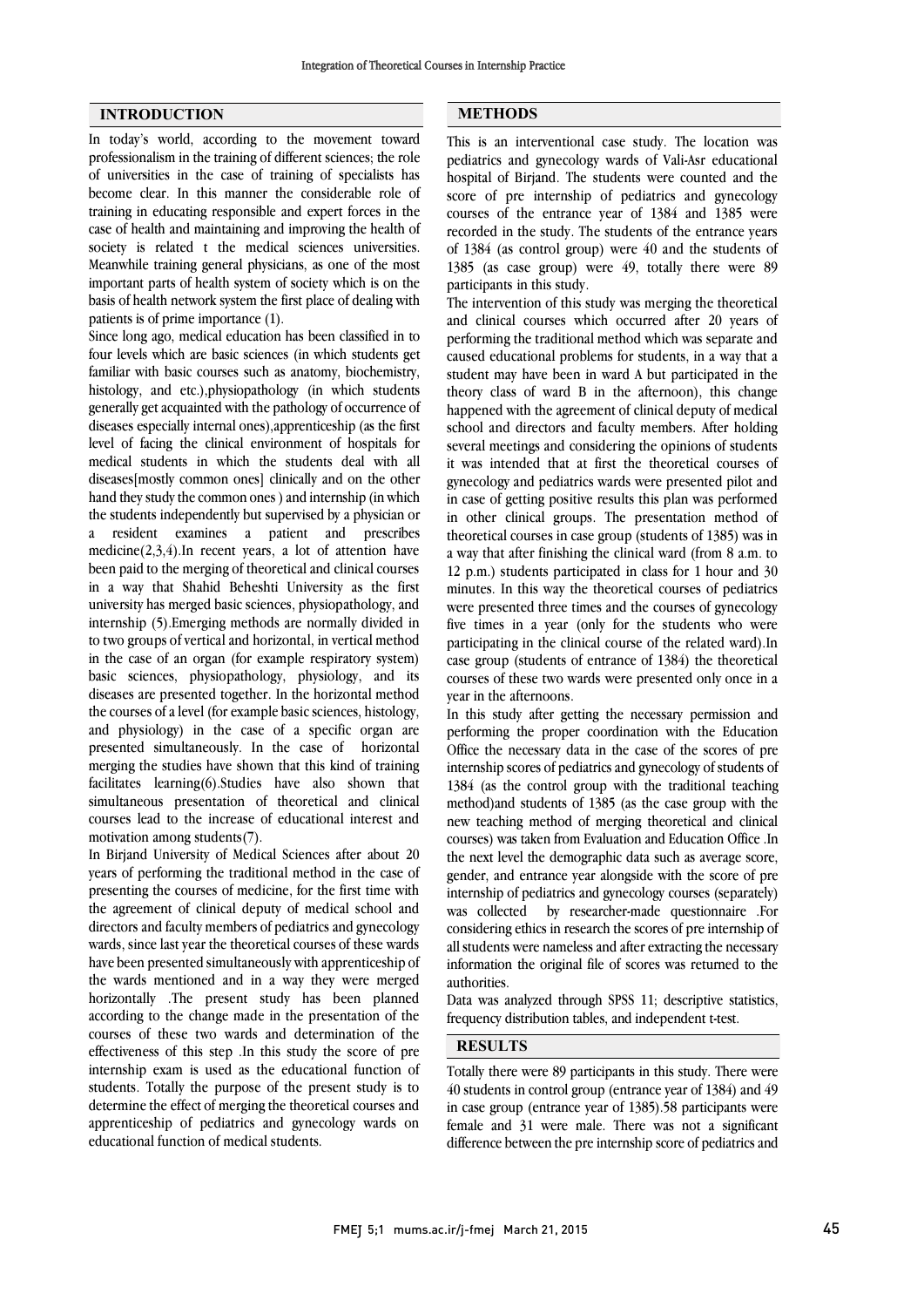## INTRODUCTION

In today's world, according to the movement toward professionalism in the training of different sciences; the role of universities in the case of training of specialists has become clear. In this manner the considerable role of training in educating responsible and expert forces in the case of health and maintaining and improving the health of society is related t the medical sciences universities. Meanwhile training general physicians, as one of the most important parts of health system of society which is on the basis of health network system the first place of dealing with patients is of prime importance (1).

Since long ago, medical education has been classified in to four levels which are basic sciences (in which students get familiar with basic courses such as anatomy, biochemistry, histology, and etc.),physiopathology (in which students generally get acquainted with the pathology of occurrence of diseases especially internal ones),apprenticeship (as the first level of facing the clinical environment of hospitals for medical students in which the students deal with all diseases[mostly common ones] clinically and on the other hand they study the common ones ) and internship (in which the students independently but supervised by a physician or a resident examines a patient and prescribes medicine(2,3,4).In recent years, a lot of attention have been paid to the merging of theoretical and clinical courses in a way that Shahid Beheshti University as the first university has merged basic sciences, physiopathology, and internship (5).Emerging methods are normally divided in to two groups of vertical and horizontal, in vertical method in the case of an organ (for example respiratory system) basic sciences, physiopathology, physiology, and its diseases are presented together. In the horizontal method the courses of a level (for example basic sciences, histology, and physiology) in the case of a specific organ are presented simultaneously. In the case of horizontal merging the studies have shown that this kind of training facilitates learning(6).Studies have also shown that simultaneous presentation of theoretical and clinical courses lead to the increase of educational interest and motivation among students(7).

In Birjand University of Medical Sciences after about 20 years of performing the traditional method in the case of presenting the courses of medicine, for the first time with the agreement of clinical deputy of medical school and directors and faculty members of pediatrics and gynecology wards, since last year the theoretical courses of these wards have been presented simultaneously with apprenticeship of the wards mentioned and in a way they were merged horizontally .The present study has been planned according to the change made in the presentation of the courses of these two wards and determination of the effectiveness of this step .In this study the score of pre internship exam is used as the educational function of students. Totally the purpose of the present study is to determine the effect of merging the theoretical courses and apprenticeship of pediatrics and gynecology wards on educational function of medical students.

## METHODS

This is an interventional case study. The location was pediatrics and gynecology wards of Vali-Asr educational hospital of Birjand. The students were counted and the score of pre internship of pediatrics and gynecology courses of the entrance year of 1384 and 1385 were recorded in the study. The students of the entrance years of 1384 (as control group) were 40 and the students of 1385 (as case group) were 49, totally there were 89 participants in this study.

The intervention of this study was merging the theoretical and clinical courses which occurred after 20 years of performing the traditional method which was separate and caused educational problems for students, in a way that a student may have been in ward A but participated in the theory class of ward B in the afternoon), this change happened with the agreement of clinical deputy of medical school and directors and faculty members. After holding several meetings and considering the opinions of students it was intended that at first the theoretical courses of gynecology and pediatrics wards were presented pilot and in case of getting positive results this plan was performed in other clinical groups. The presentation method of theoretical courses in case group (students of 1385) was in a way that after finishing the clinical ward (from 8 a.m. to 12 p.m.) students participated in class for 1 hour and 30 minutes. In this way the theoretical courses of pediatrics were presented three times and the courses of gynecology five times in a year (only for the students who were participating in the clinical course of the related ward).In case group (students of entrance of 1384) the theoretical courses of these two wards were presented only once in a year in the afternoons.

In this study after getting the necessary permission and performing the proper coordination with the Education Office the necessary data in the case of the scores of pre internship scores of pediatrics and gynecology of students of 1384 (as the control group with the traditional teaching method)and students of 1385 (as the case group with the new teaching method of merging theoretical and clinical courses) was taken from Evaluation and Education Office .In the next level the demographic data such as average score, gender, and entrance year alongside with the score of pre internship of pediatrics and gynecology courses (separately) was collected by researcher-made questionnaire .For considering ethics in research the scores of pre internship of all students were nameless and after extracting the necessary information the original file of scores was returned to the authorities.

Data was analyzed through SPSS 11; descriptive statistics, frequency distribution tables, and independent t-test.

## RESULTS

Totally there were 89 participants in this study. There were 40 students in control group (entrance year of 1384) and 49 in case group (entrance year of 1385).58 participants were female and 31 were male. There was not a significant difference between the pre internship score of pediatrics and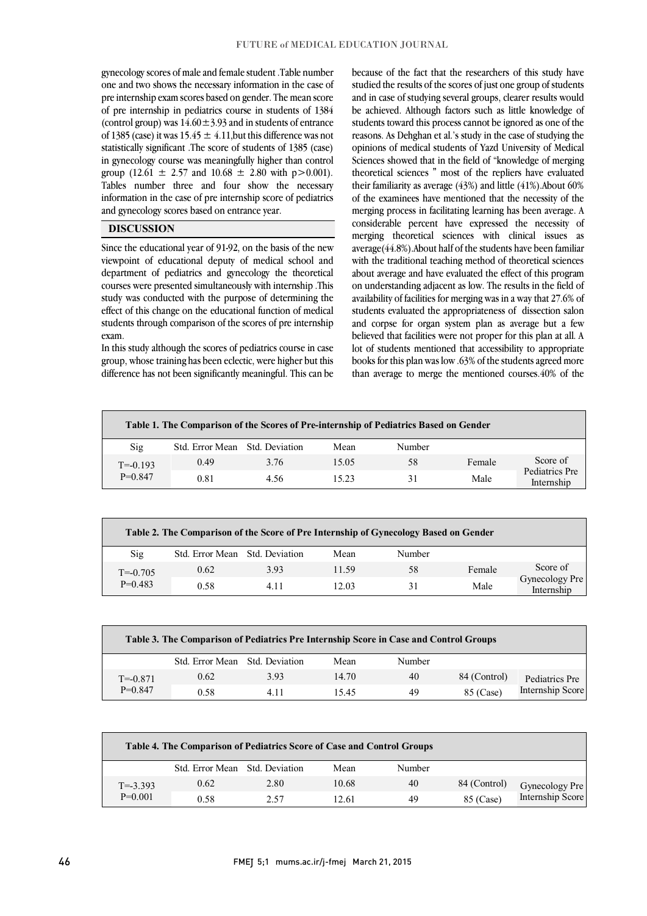gynecology scores of male and female student .Table number one and two shows the necessary information in the case of pre internship exam scores based on gender. The mean score of pre internship in pediatrics course in students of 1384 (control group) was $14.60 \pm 3.93$ and in students of entrance of 1385 (case) it was $15.45 \pm 4.11$,but this difference was not statistically significant .The score of students of 1385 (case) in gynecology course was meaningfully higher than control group ($12.61 \pm 2.57$ and $10.68 \pm 2.80$ with $p > 0.001$). Tables number three and four show the necessary information in the case of pre internship score of pediatrics and gynecology scores based on entrance year.

## DISCUSSION

Since the educational year of 91-92, on the basis of the new viewpoint of educational deputy of medical school and department of pediatrics and gynecology the theoretical courses were presented simultaneously with internship .This study was conducted with the purpose of determining the effect of this change on the educational function of medical students through comparison of the scores of pre internship exam.

In this study although the scores of pediatrics course in case group, whose training has been eclectic, were higher but this difference has not been significantly meaningful. This can be because of the fact that the researchers of this study have studied the results of the scores of just one group of students and in case of studying several groups, clearer results would be achieved. Although factors such as little knowledge of students toward this process cannot be ignored as one of the reasons. As Dehghan et al.'s study in the case of studying the opinions of medical students of Yazd University of Medical Sciences showed that in the field of "knowledge of merging theoretical sciences " most of the repliers have evaluated their familiarity as average (43%) and little (41%).About 60% of the examinees have mentioned that the necessity of the merging process in facilitating learning has been average. A considerable percent have expressed the necessity of merging theoretical sciences with clinical issues as average(44.8%).About half of the students have been familiar with the traditional teaching method of theoretical sciences about average and have evaluated the effect of this program on understanding adjacent as low. The results in the field of availability of facilities for merging was in a way that 27.6% of students evaluated the appropriateness of dissection salon and corpse for organ system plan as average but a few believed that facilities were not proper for this plan at all. A lot of students mentioned that accessibility to appropriate books for this plan was low .63% of the students agreed more than average to merge the mentioned courses.40% of the

**Table 1. The Comparison of the Scores of Pre-internship of Pediatrics Based on Gender**

| Sig | Std. Error Mean | Std. Deviation | Mean | Number | | |
|---|---|---|---|---|---|---|
| T=-0.193 P=0.847 | 0.49 | 3.76 | 15.05 | 58 | Female | Score of Pediatrics Pre Internship |
| | 0.81 | 4.56 | 15.23 | 31 | Male | |

**Table 2. The Comparison of the Score of Pre Internship of Gynecology Based on Gender**

| Sig | Std. Error Mean | Std. Deviation | Mean | Number | | |
|---|---|---|---|---|---|---|
| T=-0.705 P=0.483 | 0.62 | 3.93 | 11.59 | 58 | Female | Score of Gynecology Pre Internship |
| | 0.58 | 4.11 | 12.03 | 31 | Male | |

**Table 3. The Comparison of Pediatrics Pre Internship Score in Case and Control Groups**

| | Std. Error Mean | Std. Deviation | Mean | Number | | |
|---|---|---|---|---|---|---|
| T=-0.871 P=0.847 | 0.62 | 3.93 | 14.70 | 40 | 84 (Control) | Pediatrics Pre Internship Score |
| | 0.58 | 4.11 | 15.45 | 49 | 85 (Case) | |

**Table 4. The Comparison of Pediatrics Score of Case and Control Groups**

| | Std. Error Mean | Std. Deviation | Mean | Number | | |
|---|---|---|---|---|---|---|
| T=-3.393 P=0.001 | 0.62 | 2.80 | 10.68 | 40 | 84 (Control) | Gynecology Pre Internship Score |
| | 0.58 | 2.57 | 12.61 | 49 | 85 (Case) | |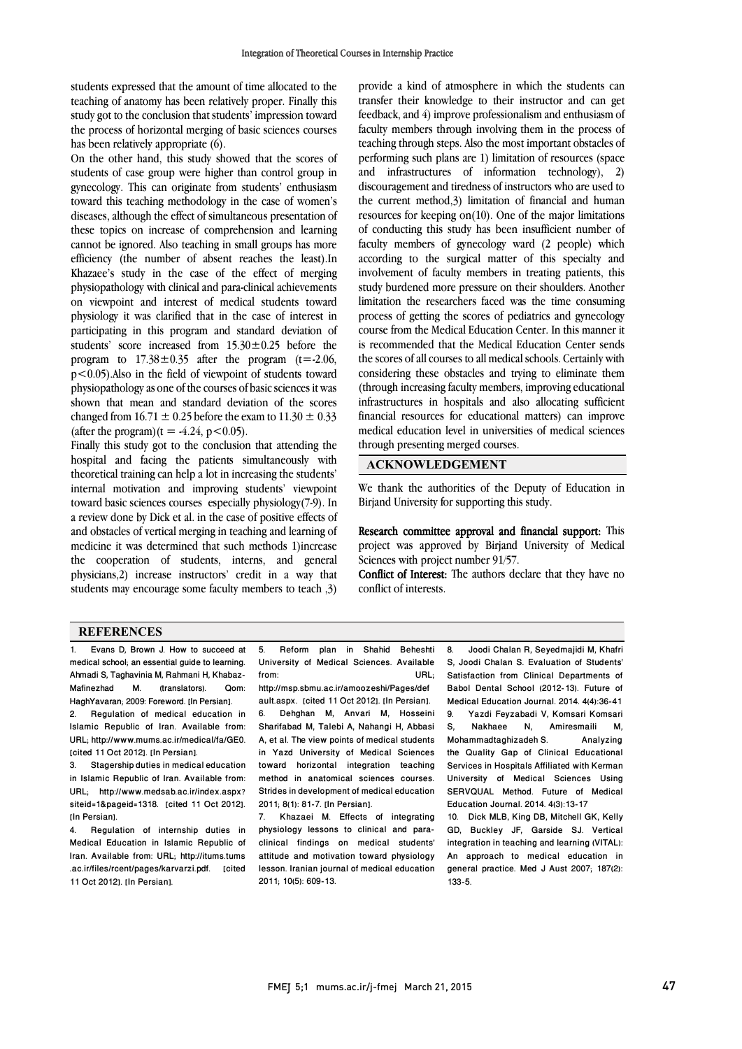students expressed that the amount of time allocated to the teaching of anatomy has been relatively proper. Finally this study got to the conclusion that students' impression toward the process of horizontal merging of basic sciences courses has been relatively appropriate (6).

On the other hand, this study showed that the scores of students of case group were higher than control group in gynecology. This can originate from students' enthusiasm toward this teaching methodology in the case of women's diseases, although the effect of simultaneous presentation of these topics on increase of comprehension and learning cannot be ignored. Also teaching in small groups has more efficiency (the number of absent reaches the least).In Khazaee's study in the case of the effect of merging physiopathology with clinical and para-clinical achievements on viewpoint and interest of medical students toward physiology it was clarified that in the case of interest in participating in this program and standard deviation of students' score increased from $15.30\pm0.25$ before the program to $17.38\pm0.35$ after the program ($t=-2.06$, $p<0.05$).Also in the field of viewpoint of students toward physiopathology as one of the courses of basic sciences it was shown that mean and standard deviation of the scores changed from $16.71 \pm 0.25$ before the exam to $11.30 \pm 0.33$ (after the program)($t = -4.24$, $p<0.05$).

Finally this study got to the conclusion that attending the hospital and facing the patients simultaneously with theoretical training can help a lot in increasing the students' internal motivation and improving students' viewpoint toward basic sciences courses especially physiology(7-9). In a review done by Dick et al. in the case of positive effects of and obstacles of vertical merging in teaching and learning of medicine it was determined that such methods 1)increase the cooperation of students, interns, and general physicians,2) increase instructors' credit in a way that students may encourage some faculty members to teach ,3) provide a kind of atmosphere in which the students can transfer their knowledge to their instructor and can get feedback, and 4) improve professionalism and enthusiasm of faculty members through involving them in the process of teaching through steps. Also the most important obstacles of performing such plans are 1) limitation of resources (space and infrastructures of information technology), 2) discouragement and tiredness of instructors who are used to the current method,3) limitation of financial and human resources for keeping on(10). One of the major limitations of conducting this study has been insufficient number of faculty members of gynecology ward (2 people) which according to the surgical matter of this specialty and involvement of faculty members in treating patients, this study burdened more pressure on their shoulders. Another limitation the researchers faced was the time consuming process of getting the scores of pediatrics and gynecology course from the Medical Education Center. In this manner it is recommended that the Medical Education Center sends the scores of all courses to all medical schools. Certainly with considering these obstacles and trying to eliminate them (through increasing faculty members, improving educational infrastructures in hospitals and also allocating sufficient financial resources for educational matters) can improve medical education level in universities of medical sciences through presenting merged courses.

## ACKNOWLEDGEMENT

We thank the authorities of the Deputy of Education in Birjand University for supporting this study.

**Research committee approval and financial support:** This project was approved by Birjand University of Medical Sciences with project number 91/57.

**Conflict of Interest:** The authors declare that they have no conflict of interests.

## REFERENCES

1. Evans D, Brown J. How to succeed at medical school; an essential guide to learning. Ahmadi S, Taghavinia M, Rahmani H, Khabaz-Mafinezhad M. (translators). Qom: HaghYavaran; 2009: Foreword. [In Persian].
2. Regulation of medical education in Islamic Republic of Iran. Available from: URL; http://www.mums.ac.ir/medical/fa/GE0. [cited 11 Oct 2012]. [In Persian].
3. Stagership duties in medical education in Islamic Republic of Iran. Available from: URL; http://www.medsab.ac.ir/index.aspx?siteid=1&pageid=1318. [cited 11 Oct 2012]. [In Persian].
4. Regulation of internship duties in Medical Education in Islamic Republic of Iran. Available from: URL; http://itums.tums.ac.ir/files/rcent/pages/karvarzi.pdf. [cited 11 Oct 2012]. [In Persian].
5. Reform plan in Shahid Beheshti University of Medical Sciences. Available from: URL; http://msp.sbmu.ac.ir/amoozeshi/Pages/default.aspx. [cited 11 Oct 2012]. [In Persian].
6. Dehghan M, Anvari M, Hosseini Sharifabad M, Talebi A, Nahangi H, Abbasi A, et al. The view points of medical students in Yazd University of Medical Sciences toward horizontal integration teaching method in anatomical sciences courses. Strides in development of medical education 2011; 8(1): 81-7. [In Persian].
7. Khazaei M. Effects of integrating physiology lessons to clinical and para-clinical findings on medical students' attitude and motivation toward physiology lesson. Iranian journal of medical education 2011; 10(5): 609-13.
8. Joodi Chalan R, Seyedmajidi M, Khafri S, Joodi Chalan S. Evaluation of Students' Satisfaction from Clinical Departments of Babol Dental School (2012-13). Future of Medical Education Journal. 2014. 4(4):36-41
9. Yazdi Feyzabadi V, Komsari Komsari S, Nakhaee N, Amiresmaili M, Mohammadtaghizadeh S. Analyzing the Quality Gap of Clinical Educational Services in Hospitals Affiliated with Kerman University of Medical Sciences Using SERVQUAL Method. Future of Medical Education Journal. 2014. 4(3):13-17
10. Dick MLB, King DB, Mitchell GK, Kelly GD, Buckley JF, Garside SJ. Vertical integration in teaching and learning (VITAL): An approach to medical education in general practice. Med J Aust 2007; 187(2): 133-5.